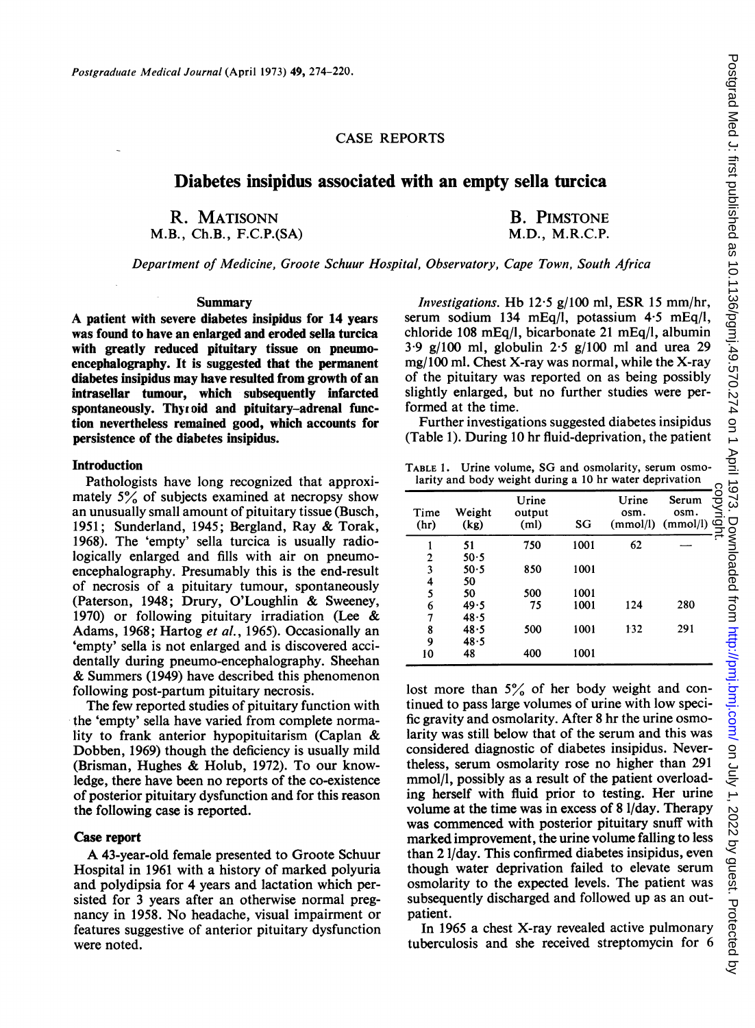## CASE REPORTS

# Diabetes insipidus associated with an empty sella turcica

R. MATISONN
M.B., Ch.B., F.C.P.(SA)

B. PIMSTONE
M.D., M.R.C.P.

*Department of Medicine, Groote Schuur Hospital, Observatory, Cape Town, South Africa*

### Summary

**A patient with severe diabetes insipidus for 14 years was found to have an enlarged and eroded sella turcica with greatly reduced pituitary tissue on pneumo-encephalography. It is suggested that the permanent diabetes insipidus may have resulted from growth of an intrasellar tumour, which subsequently infarcted spontaneously. Thyroid and pituitary–adrenal function nevertheless remained good, which accounts for persistence of the diabetes insipidus.**

### Introduction

Pathologists have long recognized that approximately 5% of subjects examined at necropsy show an unusually small amount of pituitary tissue (Busch, 1951; Sunderland, 1945; Bergland, Ray & Torak, 1968). The 'empty' sella turcica is usually radiologically enlarged and fills with air on pneumo-encephalography. Presumably this is the end-result of necrosis of a pituitary tumour, spontaneously (Paterson, 1948; Drury, O'Loughlin & Sweeney, 1970) or following pituitary irradiation (Lee & Adams, 1968; Hartog *et al.*, 1965). Occasionally an 'empty' sella is not enlarged and is discovered accidentally during pneumo-encephalography. Sheehan & Summers (1949) have described this phenomenon following post-partum pituitary necrosis.

The few reported studies of pituitary function with the 'empty' sella have varied from complete normality to frank anterior hypopituitarism (Caplan & Dobben, 1969) though the deficiency is usually mild (Brisman, Hughes & Holub, 1972). To our knowledge, there have been no reports of the co-existence of posterior pituitary dysfunction and for this reason the following case is reported.

### Case report

A 43-year-old female presented to Groote Schuur Hospital in 1961 with a history of marked polyuria and polydipsia for 4 years and lactation which persisted for 3 years after an otherwise normal pregnancy in 1958. No headache, visual impairment or features suggestive of anterior pituitary dysfunction were noted.

*Investigations.* Hb 12·5 g/100 ml, ESR 15 mm/hr, serum sodium 134 mEq/l, potassium 4·5 mEq/l, chloride 108 mEq/l, bicarbonate 21 mEq/l, albumin 3·9 g/100 ml, globulin 2·5 g/100 ml and urea 29 mg/100 ml. Chest X-ray was normal, while the X-ray of the pituitary was reported on as being possibly slightly enlarged, but no further studies were performed at the time.

Further investigations suggested diabetes insipidus (Table 1). During 10 hr fluid-deprivation, the patient lost more than 5% of her body weight and continued to pass large volumes of urine with low specific gravity and osmolarity. After 8 hr the urine osmolarity was still below that of the serum and this was considered diagnostic of diabetes insipidus. Nevertheless, serum osmolarity rose no higher than 291 mmol/l, possibly as a result of the patient overloading herself with fluid prior to testing. Her urine volume at the time was in excess of 8 l/day. Therapy was commenced with posterior pituitary snuff with marked improvement, the urine volume falling to less than 2 l/day. This confirmed diabetes insipidus, even though water deprivation failed to elevate serum osmolarity to the expected levels. The patient was subsequently discharged and followed up as an out-patient.

TABLE 1. Urine volume, SG and osmolarity, serum osmolarity and body weight during a 10 hr water deprivation

| Time (hr) | Weight (kg) | Urine output (ml) | SG | Urine osm. (mmol/l) | Serum osm. (mmol/l) |
|---|---|---|---|---|---|
| 1 | 51 | 750 | 1001 | 62 | — |
| 2 | 50·5 | | | | |
| 3 | 50·5 | 850 | 1001 | | |
| 4 | 50 | | | | |
| 5 | 50 | 500 | 1001 | | |
| 6 | 49·5 | 75 | 1001 | 124 | 280 |
| 7 | 48·5 | | | | |
| 8 | 48·5 | 500 | 1001 | 132 | 291 |
| 9 | 48·5 | | | | |
| 10 | 48 | 400 | 1001 | | |

In 1965 a chest X-ray revealed active pulmonary tuberculosis and she received streptomycin for 6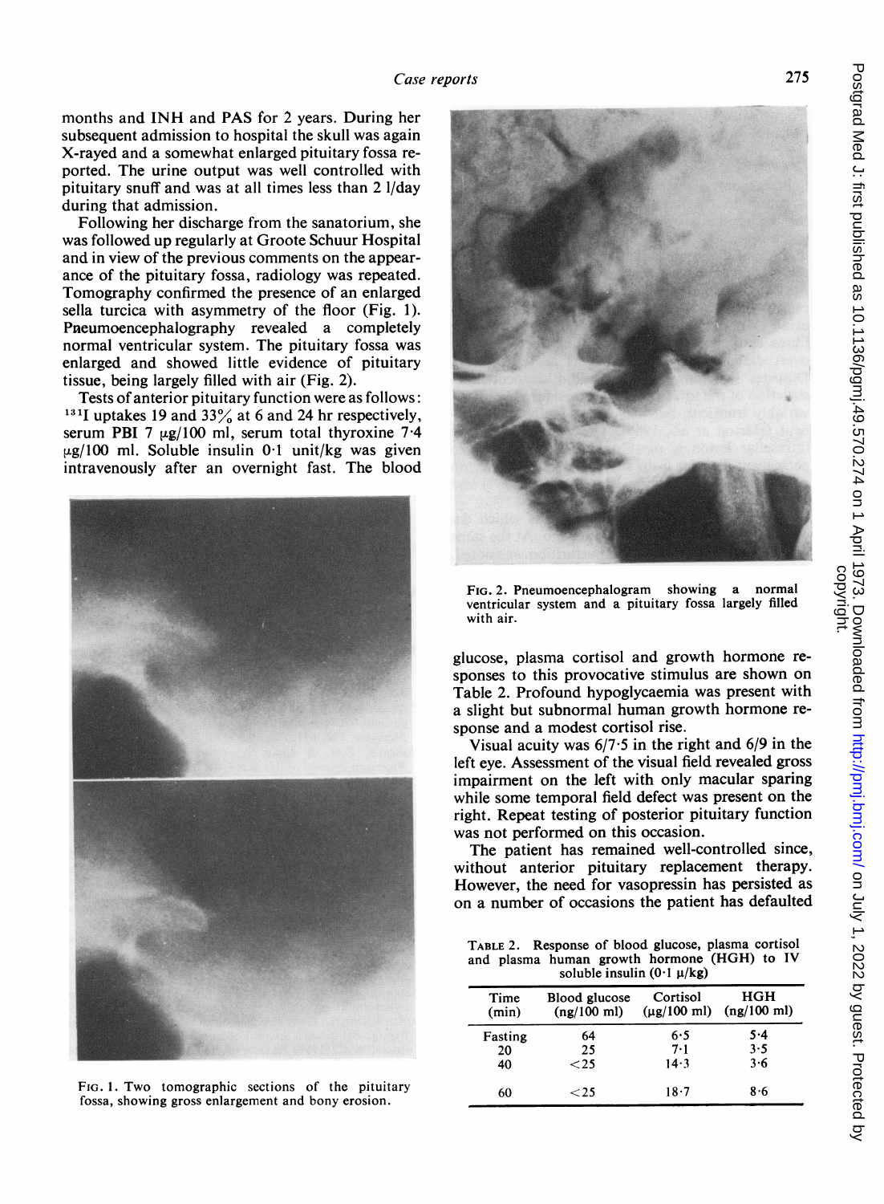months and INH and PAS for 2 years. During her subsequent admission to hospital the skull was again X-rayed and a somewhat enlarged pituitary fossa reported. The urine output was well controlled with pituitary snuff and was at all times less than 2 l/day during that admission.

Following her discharge from the sanatorium, she was followed up regularly at Groote Schuur Hospital and in view of the previous comments on the appearance of the pituitary fossa, radiology was repeated. Tomography confirmed the presence of an enlarged sella turcica with asymmetry of the floor (Fig. 1). Pneumoencephalography revealed a completely normal ventricular system. The pituitary fossa was enlarged and showed little evidence of pituitary tissue, being largely filled with air (Fig. 2).

Tests of anterior pituitary function were as follows: $^{131}$I uptakes 19 and 33% at 6 and 24 hr respectively, serum PBI 7 μg/100 ml, serum total thyroxine 7·4 μg/100 ml. Soluble insulin 0·1 unit/kg was given intravenously after an overnight fast. The blood glucose, plasma cortisol and growth hormone responses to this provocative stimulus are shown on Table 2. Profound hypoglycaemia was present with a slight but subnormal human growth hormone response and a modest cortisol rise.

FIG. 1. Two tomographic sections of the pituitary fossa, showing gross enlargement and bony erosion.

FIG. 2. Pneumoencephalogram showing a normal ventricular system and a pituitary fossa largely filled with air.

Visual acuity was 6/7·5 in the right and 6/9 in the left eye. Assessment of the visual field revealed gross impairment on the left with only macular sparing while some temporal field defect was present on the right. Repeat testing of posterior pituitary function was not performed on this occasion.

The patient has remained well-controlled since, without anterior pituitary replacement therapy. However, the need for vasopressin has persisted as on a number of occasions the patient has defaulted

TABLE 2. Response of blood glucose, plasma cortisol and plasma human growth hormone (HGH) to IV soluble insulin (0·1 μ/kg)

| Time (min) | Blood glucose (ng/100 ml) | Cortisol (μg/100 ml) | HGH (ng/100 ml) |
|---|---|---|---|
| Fasting | 64 | 6·5 | 5·4 |
| 20 | 25 | 7·1 | 3·5 |
| 40 | <25 | 14·3 | 3·6 |
| 60 | <25 | 18·7 | 8·6 |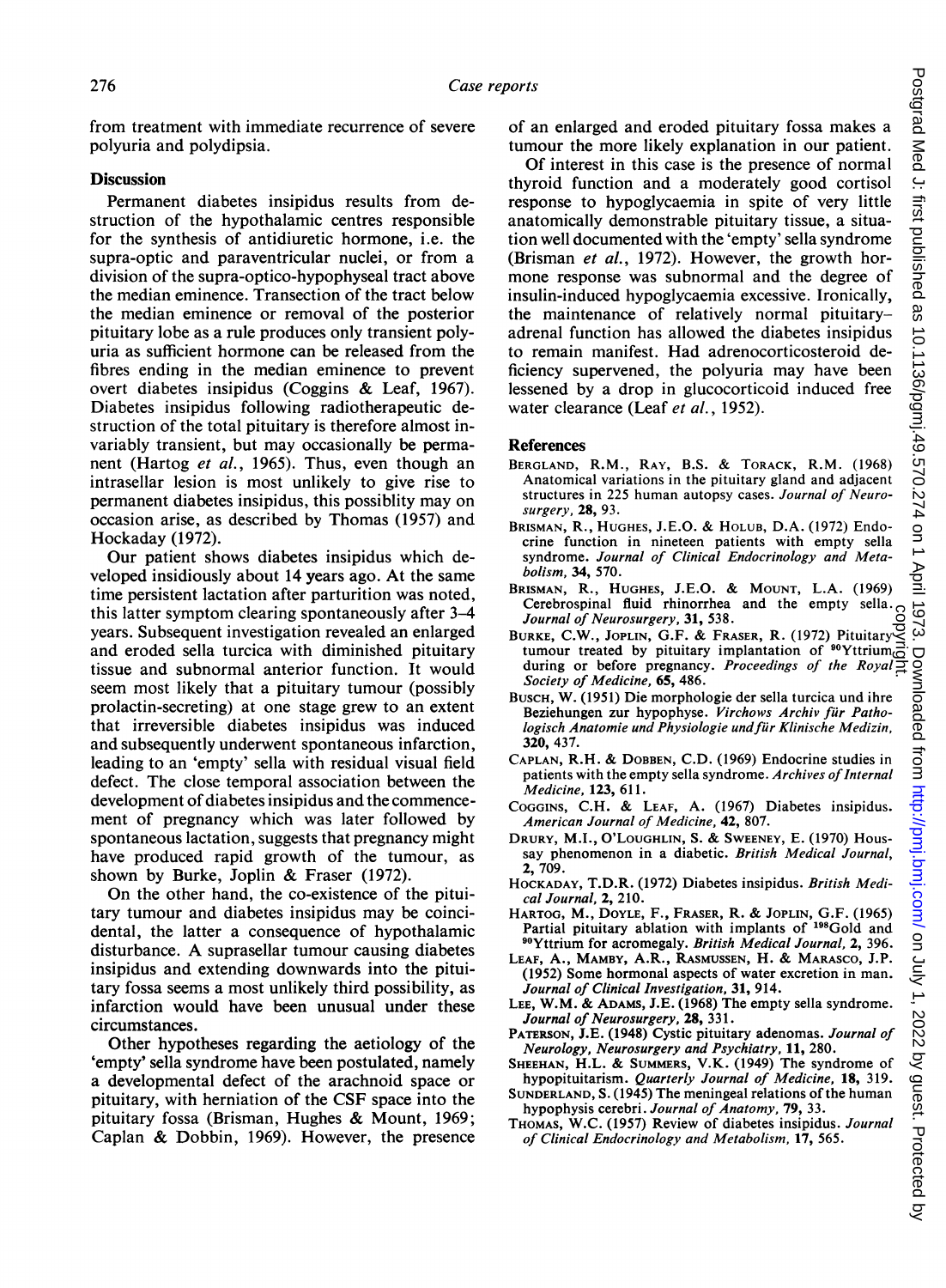from treatment with immediate recurrence of severe polyuria and polydipsia.

## Discussion

Permanent diabetes insipidus results from destruction of the hypothalamic centres responsible for the synthesis of antidiuretic hormone, i.e. the supra-optic and paraventricular nuclei, or from a division of the supra-optico-hypophyseal tract above the median eminence. Transection of the tract below the median eminence or removal of the posterior pituitary lobe as a rule produces only transient polyuria as sufficient hormone can be released from the fibres ending in the median eminence to prevent overt diabetes insipidus (Coggins & Leaf, 1967). Diabetes insipidus following radiotherapeutic destruction of the total pituitary is therefore almost invariably transient, but may occasionally be permanent (Hartog *et al.*, 1965). Thus, even though an intrasellar lesion is most unlikely to give rise to permanent diabetes insipidus, this possiblity may on occasion arise, as described by Thomas (1957) and Hockaday (1972).

Our patient shows diabetes insipidus which developed insidiously about 14 years ago. At the same time persistent lactation after parturition was noted, this latter symptom clearing spontaneously after 3–4 years. Subsequent investigation revealed an enlarged and eroded sella turcica with diminished pituitary tissue and subnormal anterior function. It would seem most likely that a pituitary tumour (possibly prolactin-secreting) at one stage grew to an extent that irreversible diabetes insipidus was induced and subsequently underwent spontaneous infarction, leading to an 'empty' sella with residual visual field defect. The close temporal association between the development of diabetes insipidus and the commencement of pregnancy which was later followed by spontaneous lactation, suggests that pregnancy might have produced rapid growth of the tumour, as shown by Burke, Joplin & Fraser (1972).

On the other hand, the co-existence of the pituitary tumour and diabetes insipidus may be coincidental, the latter a consequence of hypothalamic disturbance. A suprasellar tumour causing diabetes insipidus and extending downwards into the pituitary fossa seems a most unlikely third possibility, as infarction would have been unusual under these circumstances.

Other hypotheses regarding the aetiology of the 'empty' sella syndrome have been postulated, namely a developmental defect of the arachnoid space or pituitary, with herniation of the CSF space into the pituitary fossa (Brisman, Hughes & Mount, 1969; Caplan & Dobbin, 1969). However, the presence of an enlarged and eroded pituitary fossa makes a tumour the more likely explanation in our patient.

Of interest in this case is the presence of normal thyroid function and a moderately good cortisol response to hypoglycaemia in spite of very little anatomically demonstrable pituitary tissue, a situation well documented with the 'empty' sella syndrome (Brisman *et al.*, 1972). However, the growth hormone response was subnormal and the degree of insulin-induced hypoglycaemia excessive. Ironically, the maintenance of relatively normal pituitary–adrenal function has allowed the diabetes insipidus to remain manifest. Had adrenocorticosteroid deficiency supervened, the polyuria may have been lessened by a drop in glucocorticoid induced free water clearance (Leaf *et al.*, 1952).

## References

BERGLAND, R.M., RAY, B.S. & TORACK, R.M. (1968) Anatomical variations in the pituitary gland and adjacent structures in 225 human autopsy cases. *Journal of Neurosurgery*, **28**, 93.

BRISMAN, R., HUGHES, J.E.O. & HOLUB, D.A. (1972) Endocrine function in nineteen patients with empty sella syndrome. *Journal of Clinical Endocrinology and Metabolism*, **34**, 570.

BRISMAN, R., HUGHES, J.E.O. & MOUNT, L.A. (1969) Cerebrospinal fluid rhinorrhea and the empty sella. *Journal of Neurosurgery*, **31**, 538.

BURKE, C.W., JOPLIN, G.F. & FRASER, R. (1972) Pituitary tumour treated by pituitary implantation of $^{90}$Yttrium during or before pregnancy. *Proceedings of the Royal Society of Medicine*, **65**, 486.

BUSCH, W. (1951) Die morphologie der sella turcica und ihre Beziehungen zur hypophyse. *Virchows Archiv für Pathologisch Anatomie und Physiologie und für Klinische Medizin*, **320**, 437.

CAPLAN, R.H. & DOBBEN, C.D. (1969) Endocrine studies in patients with the empty sella syndrome. *Archives of Internal Medicine*, **123**, 611.

COGGINS, C.H. & LEAF, A. (1967) Diabetes insipidus. *American Journal of Medicine*, **42**, 807.

DRURY, M.I., O'LOUGHLIN, S. & SWEENEY, E. (1970) Houssay phenomenon in a diabetic. *British Medical Journal*, **2**, 709.

HOCKADAY, T.D.R. (1972) Diabetes insipidus. *British Medical Journal*, **2**, 210.

HARTOG, M., DOYLE, F., FRASER, R. & JOPLIN, G.F. (1965) Partial pituitary ablation with implants of $^{198}$Gold and $^{90}$Yttrium for acromegaly. *British Medical Journal*, **2**, 396.

LEAF, A., MAMBY, A.R., RASMUSSEN, H. & MARASCO, J.P. (1952) Some hormonal aspects of water excretion in man. *Journal of Clinical Investigation*, **31**, 914.

LEE, W.M. & ADAMS, J.E. (1968) The empty sella syndrome. *Journal of Neurosurgery*, **28**, 331.

PATERSON, J.E. (1948) Cystic pituitary adenomas. *Journal of Neurology, Neurosurgery and Psychiatry*, **11**, 280.

SHEEHAN, H.L. & SUMMERS, V.K. (1949) The syndrome of hypopituitarism. *Quarterly Journal of Medicine*, **18**, 319.

SUNDERLAND, S. (1945) The meningeal relations of the human hypophysis cerebri. *Journal of Anatomy*, **79**, 33.

THOMAS, W.C. (1957) Review of diabetes insipidus. *Journal of Clinical Endocrinology and Metabolism*, **17**, 565.